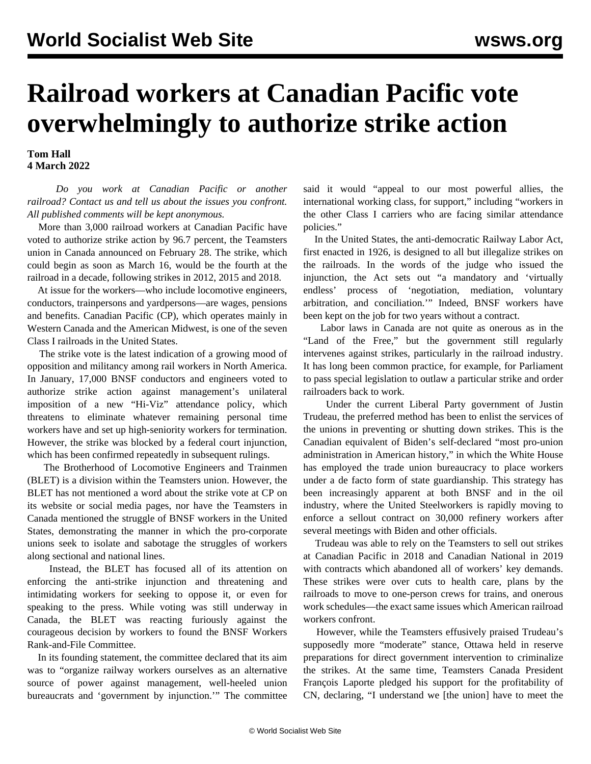# Railroad workers at Canadian Pacific vote overwhelmingly to authorize strike action

**Tom Hall**
**4 March 2022**

*Do you work at Canadian Pacific or another railroad? Contact us and tell us about the issues you confront. All published comments will be kept anonymous.*

More than 3,000 railroad workers at Canadian Pacific have voted to authorize strike action by 96.7 percent, the Teamsters union in Canada announced on February 28. The strike, which could begin as soon as March 16, would be the fourth at the railroad in a decade, following strikes in 2012, 2015 and 2018.

At issue for the workers—who include locomotive engineers, conductors, trainpersons and yardpersons—are wages, pensions and benefits. Canadian Pacific (CP), which operates mainly in Western Canada and the American Midwest, is one of the seven Class I railroads in the United States.

The strike vote is the latest indication of a growing mood of opposition and militancy among rail workers in North America. In January, 17,000 BNSF conductors and engineers voted to authorize strike action against management's unilateral imposition of a new "Hi-Viz" attendance policy, which threatens to eliminate whatever remaining personal time workers have and set up high-seniority workers for termination. However, the strike was blocked by a federal court injunction, which has been confirmed repeatedly in subsequent rulings.

The Brotherhood of Locomotive Engineers and Trainmen (BLET) is a division within the Teamsters union. However, the BLET has not mentioned a word about the strike vote at CP on its website or social media pages, nor have the Teamsters in Canada mentioned the struggle of BNSF workers in the United States, demonstrating the manner in which the pro-corporate unions seek to isolate and sabotage the struggles of workers along sectional and national lines.

Instead, the BLET has focused all of its attention on enforcing the anti-strike injunction and threatening and intimidating workers for seeking to oppose it, or even for speaking to the press. While voting was still underway in Canada, the BLET was reacting furiously against the courageous decision by workers to found the BNSF Workers Rank-and-File Committee.

In its founding statement, the committee declared that its aim was to "organize railway workers ourselves as an alternative source of power against management, well-heeled union bureaucrats and 'government by injunction.'" The committee said it would "appeal to our most powerful allies, the international working class, for support," including "workers in the other Class I carriers who are facing similar attendance policies."

In the United States, the anti-democratic Railway Labor Act, first enacted in 1926, is designed to all but illegalize strikes on the railroads. In the words of the judge who issued the injunction, the Act sets out "a mandatory and 'virtually endless' process of 'negotiation, mediation, voluntary arbitration, and conciliation.'" Indeed, BNSF workers have been kept on the job for two years without a contract.

Labor laws in Canada are not quite as onerous as in the "Land of the Free," but the government still regularly intervenes against strikes, particularly in the railroad industry. It has long been common practice, for example, for Parliament to pass special legislation to outlaw a particular strike and order railroaders back to work.

Under the current Liberal Party government of Justin Trudeau, the preferred method has been to enlist the services of the unions in preventing or shutting down strikes. This is the Canadian equivalent of Biden's self-declared "most pro-union administration in American history," in which the White House has employed the trade union bureaucracy to place workers under a de facto form of state guardianship. This strategy has been increasingly apparent at both BNSF and in the oil industry, where the United Steelworkers is rapidly moving to enforce a sellout contract on 30,000 refinery workers after several meetings with Biden and other officials.

Trudeau was able to rely on the Teamsters to sell out strikes at Canadian Pacific in 2018 and Canadian National in 2019 with contracts which abandoned all of workers' key demands. These strikes were over cuts to health care, plans by the railroads to move to one-person crews for trains, and onerous work schedules—the exact same issues which American railroad workers confront.

However, while the Teamsters effusively praised Trudeau's supposedly more "moderate" stance, Ottawa held in reserve preparations for direct government intervention to criminalize the strikes. At the same time, Teamsters Canada President François Laporte pledged his support for the profitability of CN, declaring, "I understand we [the union] have to meet the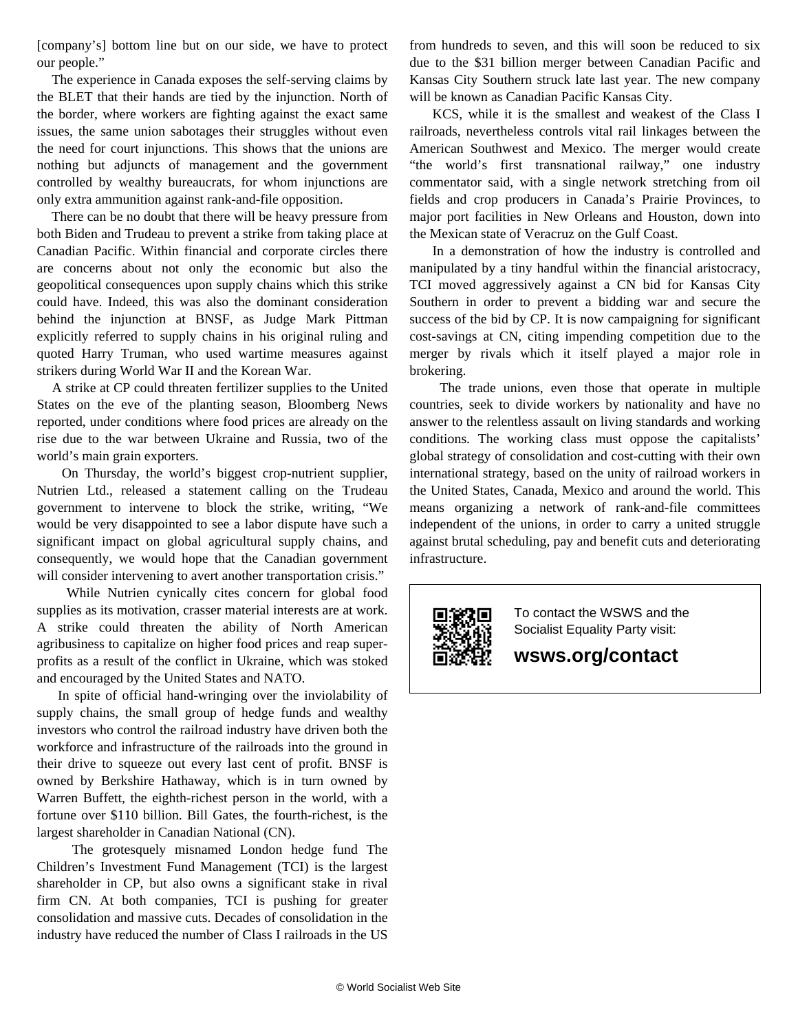[company's] bottom line but on our side, we have to protect our people."

The experience in Canada exposes the self-serving claims by the BLET that their hands are tied by the injunction. North of the border, where workers are fighting against the exact same issues, the same union sabotages their struggles without even the need for court injunctions. This shows that the unions are nothing but adjuncts of management and the government controlled by wealthy bureaucrats, for whom injunctions are only extra ammunition against rank-and-file opposition.

There can be no doubt that there will be heavy pressure from both Biden and Trudeau to prevent a strike from taking place at Canadian Pacific. Within financial and corporate circles there are concerns about not only the economic but also the geopolitical consequences upon supply chains which this strike could have. Indeed, this was also the dominant consideration behind the injunction at BNSF, as Judge Mark Pittman explicitly referred to supply chains in his original ruling and quoted Harry Truman, who used wartime measures against strikers during World War II and the Korean War.

A strike at CP could threaten fertilizer supplies to the United States on the eve of the planting season, Bloomberg News reported, under conditions where food prices are already on the rise due to the war between Ukraine and Russia, two of the world's main grain exporters.

On Thursday, the world's biggest crop-nutrient supplier, Nutrien Ltd., released a statement calling on the Trudeau government to intervene to block the strike, writing, "We would be very disappointed to see a labor dispute have such a significant impact on global agricultural supply chains, and consequently, we would hope that the Canadian government will consider intervening to avert another transportation crisis."

While Nutrien cynically cites concern for global food supplies as its motivation, crasser material interests are at work. A strike could threaten the ability of North American agribusiness to capitalize on higher food prices and reap super-profits as a result of the conflict in Ukraine, which was stoked and encouraged by the United States and NATO.

In spite of official hand-wringing over the inviolability of supply chains, the small group of hedge funds and wealthy investors who control the railroad industry have driven both the workforce and infrastructure of the railroads into the ground in their drive to squeeze out every last cent of profit. BNSF is owned by Berkshire Hathaway, which is in turn owned by Warren Buffett, the eighth-richest person in the world, with a fortune over $110 billion. Bill Gates, the fourth-richest, is the largest shareholder in Canadian National (CN).

The grotesquely misnamed London hedge fund The Children's Investment Fund Management (TCI) is the largest shareholder in CP, but also owns a significant stake in rival firm CN. At both companies, TCI is pushing for greater consolidation and massive cuts. Decades of consolidation in the industry have reduced the number of Class I railroads in the US from hundreds to seven, and this will soon be reduced to six due to the $31 billion merger between Canadian Pacific and Kansas City Southern struck late last year. The new company will be known as Canadian Pacific Kansas City.

KCS, while it is the smallest and weakest of the Class I railroads, nevertheless controls vital rail linkages between the American Southwest and Mexico. The merger would create "the world's first transnational railway," one industry commentator said, with a single network stretching from oil fields and crop producers in Canada's Prairie Provinces, to major port facilities in New Orleans and Houston, down into the Mexican state of Veracruz on the Gulf Coast.

In a demonstration of how the industry is controlled and manipulated by a tiny handful within the financial aristocracy, TCI moved aggressively against a CN bid for Kansas City Southern in order to prevent a bidding war and secure the success of the bid by CP. It is now campaigning for significant cost-savings at CN, citing impending competition due to the merger by rivals which it itself played a major role in brokering.

The trade unions, even those that operate in multiple countries, seek to divide workers by nationality and have no answer to the relentless assault on living standards and working conditions. The working class must oppose the capitalists' global strategy of consolidation and cost-cutting with their own international strategy, based on the unity of railroad workers in the United States, Canada, Mexico and around the world. This means organizing a network of rank-and-file committees independent of the unions, in order to carry a united struggle against brutal scheduling, pay and benefit cuts and deteriorating infrastructure.

To contact the WSWS and the Socialist Equality Party visit:

**wsws.org/contact**